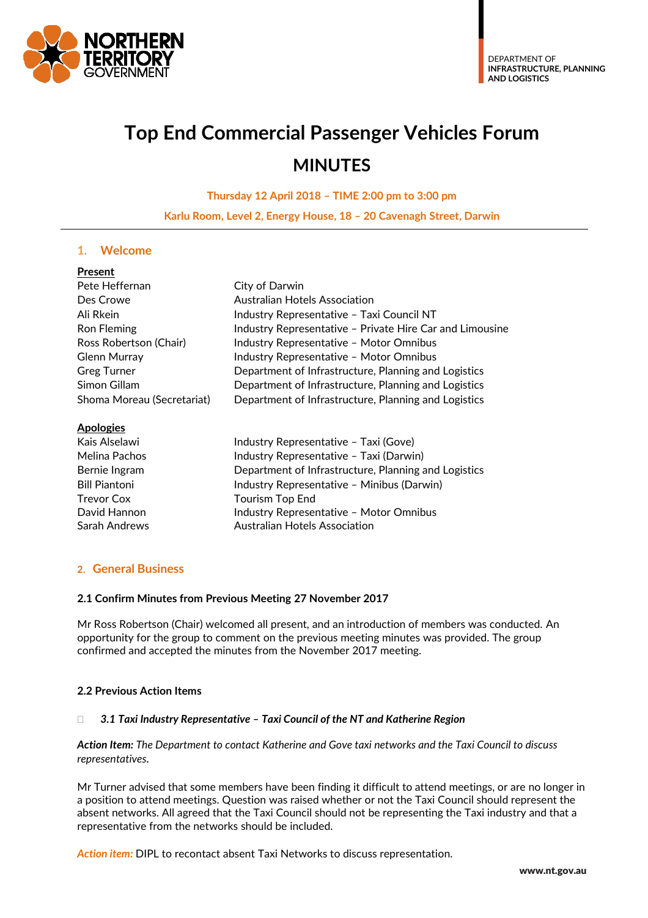DEPARTMENT OF
**INFRASTRUCTURE, PLANNING AND LOGISTICS**

# Top End Commercial Passenger Vehicles Forum

## MINUTES

**Thursday 12 April 2018 – TIME 2:00 pm to 3:00 pm**

**Karlu Room, Level 2, Energy House, 18 – 20 Cavenagh Street, Darwin**

---

## 1. Welcome

**Present**

| | |
|---|---|
| Pete Heffernan | City of Darwin |
| Des Crowe | Australian Hotels Association |
| Ali Rkein | Industry Representative – Taxi Council NT |
| Ron Fleming | Industry Representative – Private Hire Car and Limousine |
| Ross Robertson (Chair) | Industry Representative – Motor Omnibus |
| Glenn Murray | Industry Representative – Motor Omnibus |
| Greg Turner | Department of Infrastructure, Planning and Logistics |
| Simon Gillam | Department of Infrastructure, Planning and Logistics |
| Shoma Moreau (Secretariat) | Department of Infrastructure, Planning and Logistics |

**Apologies**

| | |
|---|---|
| Kais Alselawi | Industry Representative – Taxi (Gove) |
| Melina Pachos | Industry Representative – Taxi (Darwin) |
| Bernie Ingram | Department of Infrastructure, Planning and Logistics |
| Bill Piantoni | Industry Representative – Minibus (Darwin) |
| Trevor Cox | Tourism Top End |
| David Hannon | Industry Representative – Motor Omnibus |
| Sarah Andrews | Australian Hotels Association |

## 2. General Business

### 2.1 Confirm Minutes from Previous Meeting 27 November 2017

Mr Ross Robertson (Chair) welcomed all present, and an introduction of members was conducted. An opportunity for the group to comment on the previous meeting minutes was provided. The group confirmed and accepted the minutes from the November 2017 meeting.

### 2.2 Previous Action Items

- ***3.1 Taxi Industry Representative – Taxi Council of the NT and Katherine Region***

***Action Item:*** *The Department to contact Katherine and Gove taxi networks and the Taxi Council to discuss representatives.*

Mr Turner advised that some members have been finding it difficult to attend meetings, or are no longer in a position to attend meetings. Question was raised whether or not the Taxi Council should represent the absent networks. All agreed that the Taxi Council should not be representing the Taxi industry and that a representative from the networks should be included.

*Action item:* DIPL to recontact absent Taxi Networks to discuss representation.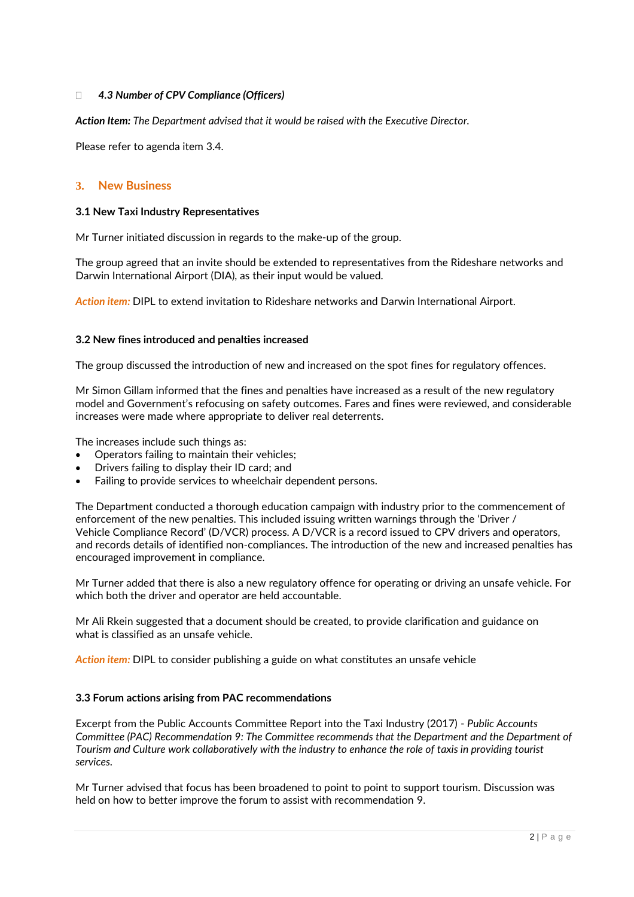- ***4.3 Number of CPV Compliance (Officers)***

***Action Item:*** *The Department advised that it would be raised with the Executive Director.*

Please refer to agenda item 3.4.

## 3. New Business

**3.1 New Taxi Industry Representatives**

Mr Turner initiated discussion in regards to the make-up of the group.

The group agreed that an invite should be extended to representatives from the Rideshare networks and Darwin International Airport (DIA), as their input would be valued.

***Action item:*** DIPL to extend invitation to Rideshare networks and Darwin International Airport.

**3.2 New fines introduced and penalties increased**

The group discussed the introduction of new and increased on the spot fines for regulatory offences.

Mr Simon Gillam informed that the fines and penalties have increased as a result of the new regulatory model and Government's refocusing on safety outcomes. Fares and fines were reviewed, and considerable increases were made where appropriate to deliver real deterrents.

The increases include such things as:

- Operators failing to maintain their vehicles;
- Drivers failing to display their ID card; and
- Failing to provide services to wheelchair dependent persons.

The Department conducted a thorough education campaign with industry prior to the commencement of enforcement of the new penalties. This included issuing written warnings through the 'Driver / Vehicle Compliance Record' (D/VCR) process. A D/VCR is a record issued to CPV drivers and operators, and records details of identified non-compliances. The introduction of the new and increased penalties has encouraged improvement in compliance.

Mr Turner added that there is also a new regulatory offence for operating or driving an unsafe vehicle. For which both the driver and operator are held accountable.

Mr Ali Rkein suggested that a document should be created, to provide clarification and guidance on what is classified as an unsafe vehicle.

***Action item:*** DIPL to consider publishing a guide on what constitutes an unsafe vehicle

**3.3 Forum actions arising from PAC recommendations**

Excerpt from the Public Accounts Committee Report into the Taxi Industry (2017) - *Public Accounts Committee (PAC) Recommendation 9: The Committee recommends that the Department and the Department of Tourism and Culture work collaboratively with the industry to enhance the role of taxis in providing tourist services.*

Mr Turner advised that focus has been broadened to point to point to support tourism. Discussion was held on how to better improve the forum to assist with recommendation 9.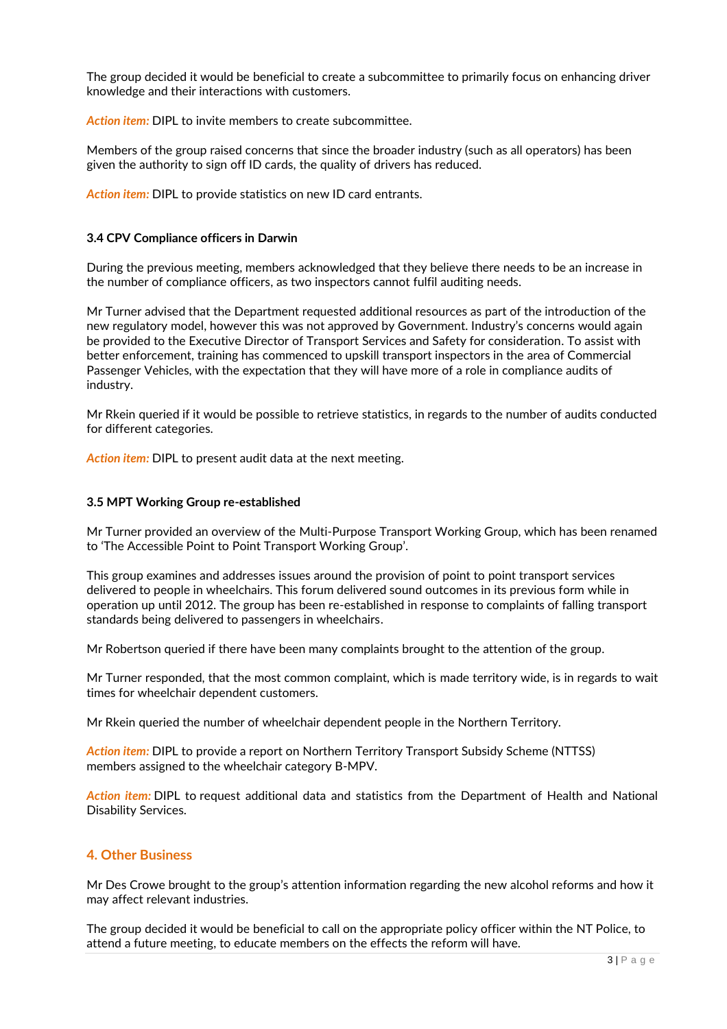The group decided it would be beneficial to create a subcommittee to primarily focus on enhancing driver knowledge and their interactions with customers.

***Action item:*** DIPL to invite members to create subcommittee.

Members of the group raised concerns that since the broader industry (such as all operators) has been given the authority to sign off ID cards, the quality of drivers has reduced.

***Action item:*** DIPL to provide statistics on new ID card entrants.

### 3.4 CPV Compliance officers in Darwin

During the previous meeting, members acknowledged that they believe there needs to be an increase in the number of compliance officers, as two inspectors cannot fulfil auditing needs.

Mr Turner advised that the Department requested additional resources as part of the introduction of the new regulatory model, however this was not approved by Government. Industry's concerns would again be provided to the Executive Director of Transport Services and Safety for consideration. To assist with better enforcement, training has commenced to upskill transport inspectors in the area of Commercial Passenger Vehicles, with the expectation that they will have more of a role in compliance audits of industry.

Mr Rkein queried if it would be possible to retrieve statistics, in regards to the number of audits conducted for different categories.

***Action item:*** DIPL to present audit data at the next meeting.

### 3.5 MPT Working Group re-established

Mr Turner provided an overview of the Multi-Purpose Transport Working Group, which has been renamed to 'The Accessible Point to Point Transport Working Group'.

This group examines and addresses issues around the provision of point to point transport services delivered to people in wheelchairs. This forum delivered sound outcomes in its previous form while in operation up until 2012. The group has been re-established in response to complaints of falling transport standards being delivered to passengers in wheelchairs.

Mr Robertson queried if there have been many complaints brought to the attention of the group.

Mr Turner responded, that the most common complaint, which is made territory wide, is in regards to wait times for wheelchair dependent customers.

Mr Rkein queried the number of wheelchair dependent people in the Northern Territory.

***Action item:*** DIPL to provide a report on Northern Territory Transport Subsidy Scheme (NTTSS) members assigned to the wheelchair category B-MPV.

***Action item:*** DIPL to request additional data and statistics from the Department of Health and National Disability Services.

## 4. Other Business

Mr Des Crowe brought to the group's attention information regarding the new alcohol reforms and how it may affect relevant industries.

The group decided it would be beneficial to call on the appropriate policy officer within the NT Police, to attend a future meeting, to educate members on the effects the reform will have.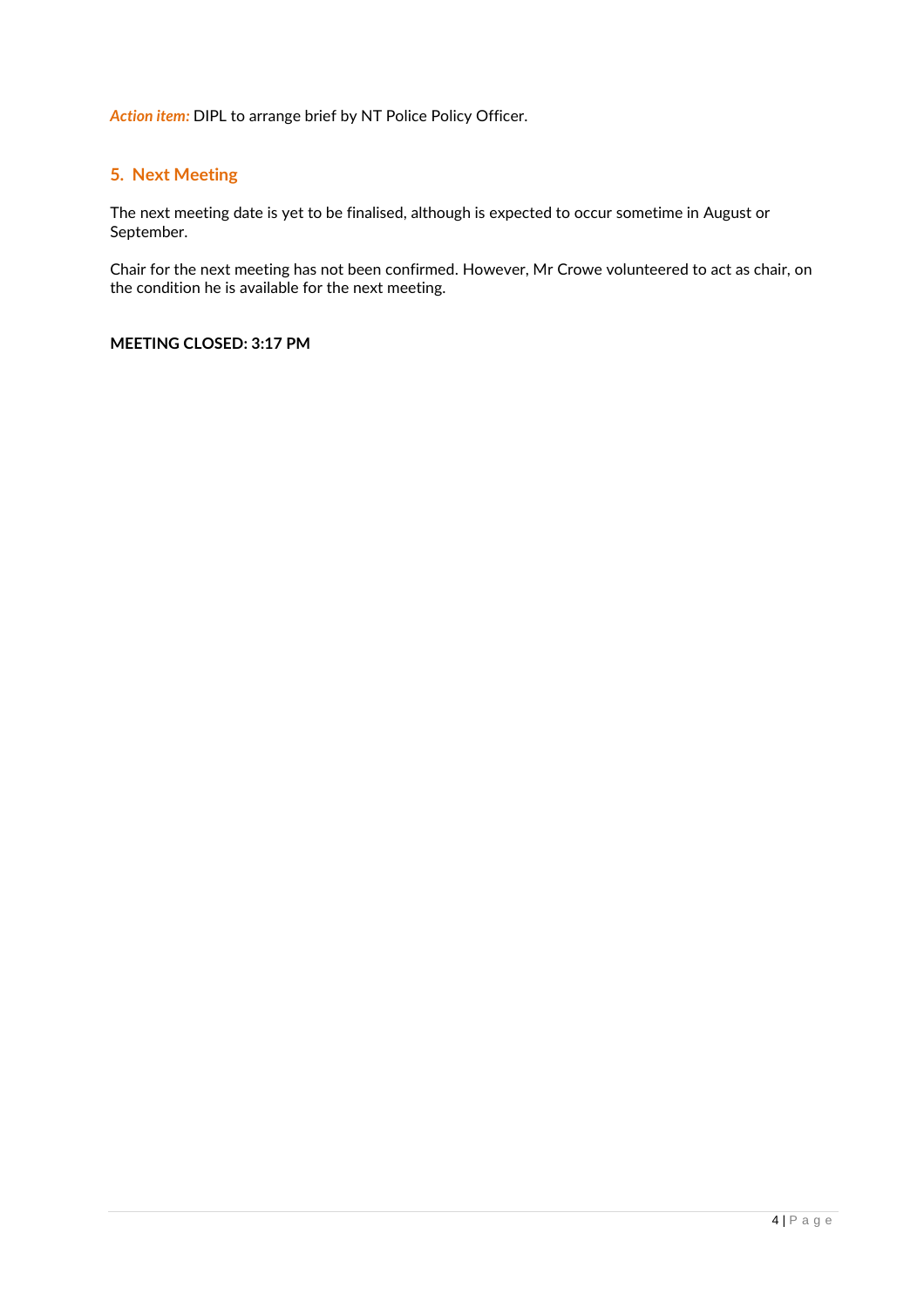***Action item:*** DIPL to arrange brief by NT Police Policy Officer.

## 5. Next Meeting

The next meeting date is yet to be finalised, although is expected to occur sometime in August or September.

Chair for the next meeting has not been confirmed. However, Mr Crowe volunteered to act as chair, on the condition he is available for the next meeting.

**MEETING CLOSED: 3:17 PM**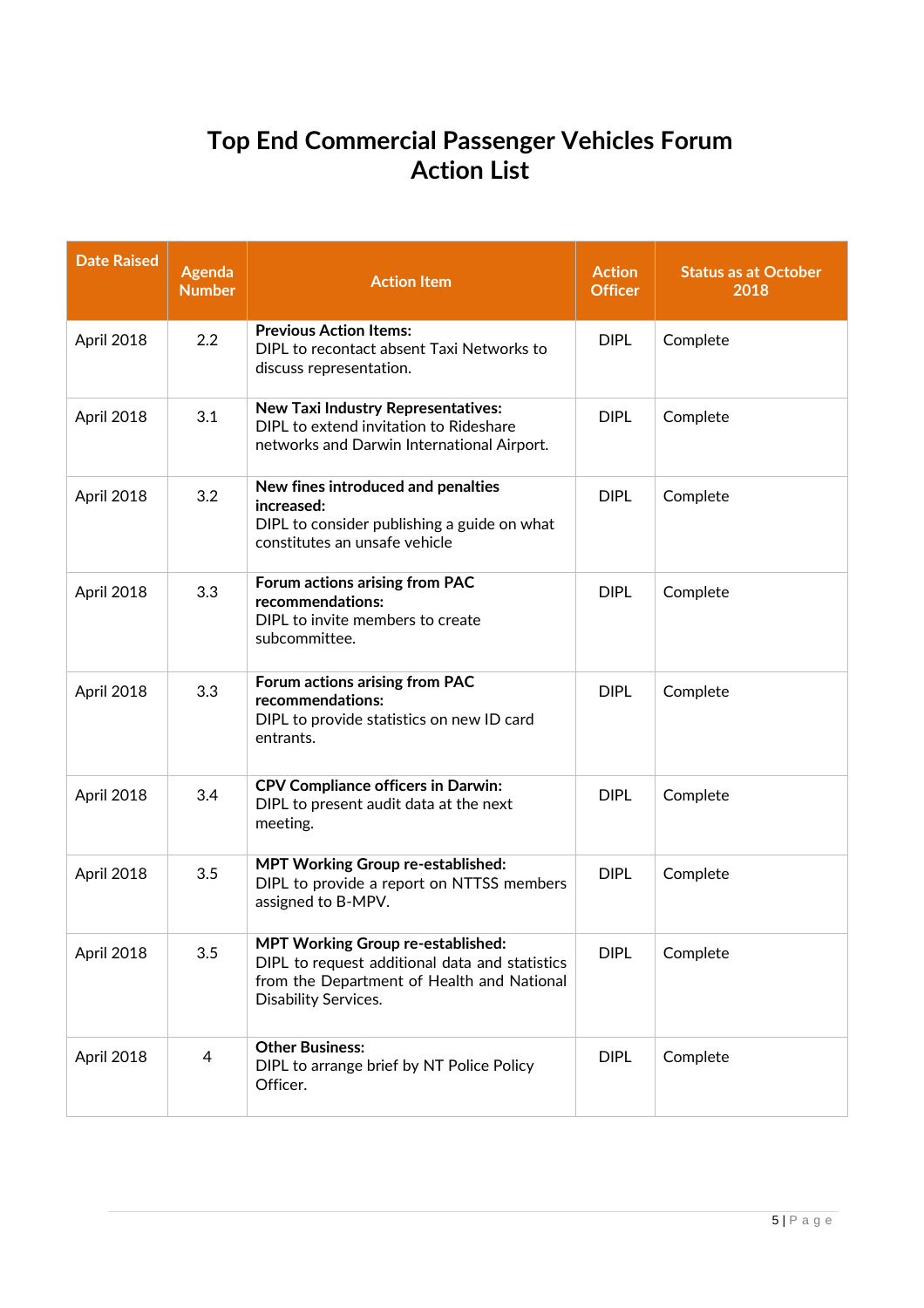# Top End Commercial Passenger Vehicles Forum Action List

| Date Raised | Agenda Number | Action Item | Action Officer | Status as at October 2018 |
|---|---|---|---|---|
| April 2018 | 2.2 | **Previous Action Items:** DIPL to recontact absent Taxi Networks to discuss representation. | DIPL | Complete |
| April 2018 | 3.1 | **New Taxi Industry Representatives:** DIPL to extend invitation to Rideshare networks and Darwin International Airport. | DIPL | Complete |
| April 2018 | 3.2 | **New fines introduced and penalties increased:** DIPL to consider publishing a guide on what constitutes an unsafe vehicle | DIPL | Complete |
| April 2018 | 3.3 | **Forum actions arising from PAC recommendations:** DIPL to invite members to create subcommittee. | DIPL | Complete |
| April 2018 | 3.3 | **Forum actions arising from PAC recommendations:** DIPL to provide statistics on new ID card entrants. | DIPL | Complete |
| April 2018 | 3.4 | **CPV Compliance officers in Darwin:** DIPL to present audit data at the next meeting. | DIPL | Complete |
| April 2018 | 3.5 | **MPT Working Group re-established:** DIPL to provide a report on NTTSS members assigned to B-MPV. | DIPL | Complete |
| April 2018 | 3.5 | **MPT Working Group re-established:** DIPL to request additional data and statistics from the Department of Health and National Disability Services. | DIPL | Complete |
| April 2018 | 4 | **Other Business:** DIPL to arrange brief by NT Police Policy Officer. | DIPL | Complete |